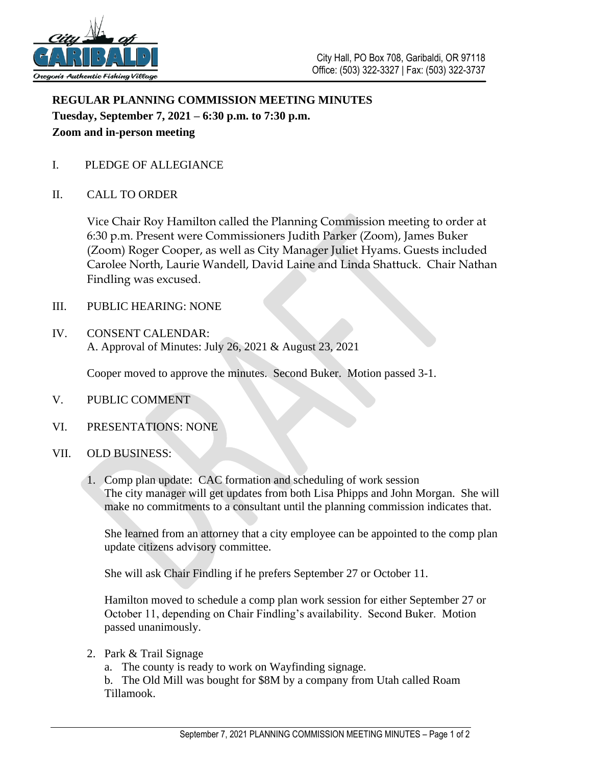City Hall, PO Box 708, Garibaldi, OR 97118
Office: (503) 322-3327 | Fax: (503) 322-3737

**REGULAR PLANNING COMMISSION MEETING MINUTES**
**Tuesday, September 7, 2021 – 6:30 p.m. to 7:30 p.m.**
**Zoom and in-person meeting**

I. PLEDGE OF ALLEGIANCE

II. CALL TO ORDER

Vice Chair Roy Hamilton called the Planning Commission meeting to order at 6:30 p.m. Present were Commissioners Judith Parker (Zoom), James Buker (Zoom) Roger Cooper, as well as City Manager Juliet Hyams. Guests included Carolee North, Laurie Wandell, David Laine and Linda Shattuck. Chair Nathan Findling was excused.

III. PUBLIC HEARING: NONE

IV. CONSENT CALENDAR:
A. Approval of Minutes: July 26, 2021 & August 23, 2021

Cooper moved to approve the minutes. Second Buker. Motion passed 3-1.

V. PUBLIC COMMENT

VI. PRESENTATIONS: NONE

VII. OLD BUSINESS:

1. Comp plan update: CAC formation and scheduling of work session
   The city manager will get updates from both Lisa Phipps and John Morgan. She will make no commitments to a consultant until the planning commission indicates that.

   She learned from an attorney that a city employee can be appointed to the comp plan update citizens advisory committee.

   She will ask Chair Findling if he prefers September 27 or October 11.

   Hamilton moved to schedule a comp plan work session for either September 27 or October 11, depending on Chair Findling's availability. Second Buker. Motion passed unanimously.

2. Park & Trail Signage
   a. The county is ready to work on Wayfinding signage.
   b. The Old Mill was bought for $8M by a company from Utah called Roam Tillamook.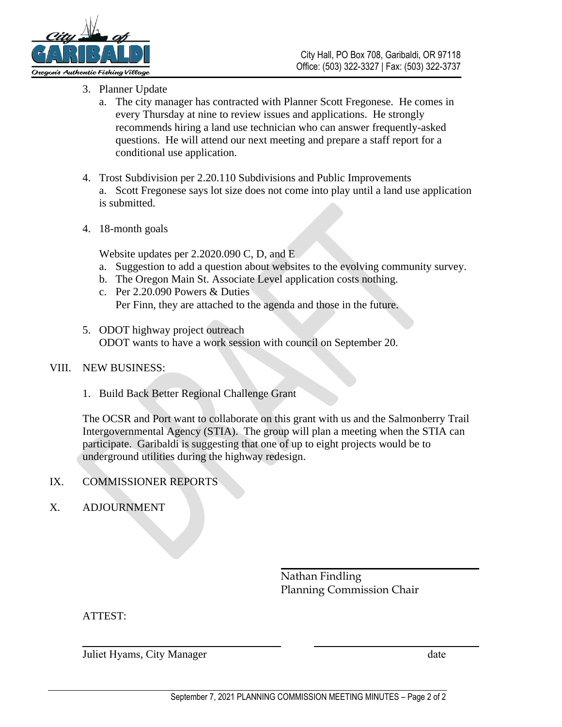3. Planner Update
   a. The city manager has contracted with Planner Scott Fregonese. He comes in every Thursday at nine to review issues and applications. He strongly recommends hiring a land use technician who can answer frequently-asked questions. He will attend our next meeting and prepare a staff report for a conditional use application.

4. Trost Subdivision per 2.20.110 Subdivisions and Public Improvements
   a. Scott Fregonese says lot size does not come into play until a land use application is submitted.

4. 18-month goals

   Website updates per 2.2020.090 C, D, and E
   a. Suggestion to add a question about websites to the evolving community survey.
   b. The Oregon Main St. Associate Level application costs nothing.
   c. Per 2.20.090 Powers & Duties
      Per Finn, they are attached to the agenda and those in the future.

5. ODOT highway project outreach
   ODOT wants to have a work session with council on September 20.

VIII. NEW BUSINESS:

1. Build Back Better Regional Challenge Grant

The OCSR and Port want to collaborate on this grant with us and the Salmonberry Trail Intergovernmental Agency (STIA). The group will plan a meeting when the STIA can participate. Garibaldi is suggesting that one of up to eight projects would be to underground utilities during the highway redesign.

IX. COMMISSIONER REPORTS

X. ADJOURNMENT

Nathan Findling
Planning Commission Chair

ATTEST:

Juliet Hyams, City Manager

date